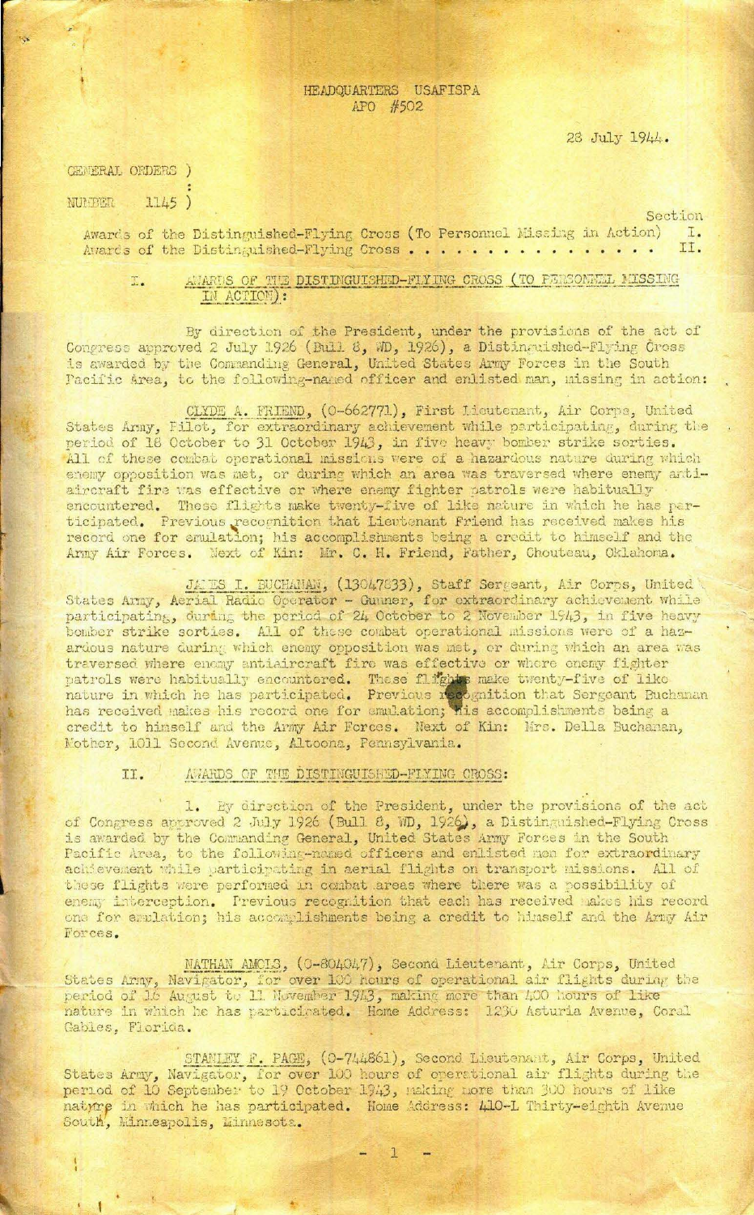HEADQUARTERS USAFISPA
APO #502

28 July 1944.

GENERAL ORDERS )
:
NUMBER 1145 )

| | Section |
|---|---|
| Awards of the Distinguished-Flying Cross (To Personnel Missing in Action) | I. |
| Awards of the Distinguished-Flying Cross . . . . . . . . . . . . . . . . | II. |

## I. AWARDS OF THE DISTINGUISHED-FLYING CROSS (TO PERSONNEL MISSING IN ACTION):

By direction of the President, under the provisions of the act of Congress approved 2 July 1926 (Bull 8, WD, 1926), a Distinguished-Flying Cross is awarded by the Commanding General, United States Army Forces in the South Pacific Area, to the following-named officer and enlisted man, missing in action:

CLYDE A. FRIEND, (O-662771), First Lieutenant, Air Corps, United States Army, Pilot, for extraordinary achievement while participating, during the period of 18 October to 31 October 1943, in five heavy bomber strike sorties. All of these combat operational missions were of a hazardous nature during which enemy opposition was met, or during which an area was traversed where enemy antiaircraft fire was effective or where enemy fighter patrols were habitually encountered. These flights make twenty-five of like nature in which he has participated. Previous recognition that Lieutenant Friend has received makes his record one for emulation; his accomplishments being a credit to himself and the Army Air Forces. Next of Kin: Mr. C. H. Friend, Father, Chouteau, Oklahoma.

JAMES I. BUCHANAN, (13047833), Staff Sergeant, Air Corps, United States Army, Aerial Radio Operator - Gunner, for extraordinary achievement while participating, during the period of 24 October to 2 November 1943, in five heavy bomber strike sorties. All of these combat operational missions were of a hazardous nature during which enemy opposition was met, or during which an area was traversed where enemy antiaircraft fire was effective or where enemy fighter patrols were habitually encountered. These flights make twenty-five of like nature in which he has participated. Previous recognition that Sergeant Buchanan has received makes his record one for emulation; his accomplishments being a credit to himself and the Army Air Forces. Next of Kin: Mrs. Della Buchanan, Mother, 1011 Second Avenue, Altoona, Pennsylvania.

## II. AWARDS OF THE DISTINGUISHED-FLYING CROSS:

1. By direction of the President, under the provisions of the act of Congress approved 2 July 1926 (Bull 8, WD, 1926), a Distinguished-Flying Cross is awarded by the Commanding General, United States Army Forces in the South Pacific Area, to the following-named officers and enlisted men for extraordinary achievement while participating in aerial flights on transport missions. All of these flights were performed in combat areas where there was a possibility of enemy interception. Previous recognition that each has received makes his record one for emulation; his accomplishments being a credit to himself and the Army Air Forces.

NATHAN AMOLS, (O-804047), Second Lieutenant, Air Corps, United States Army, Navigator, for over 100 hours of operational air flights during the period of 16 August to 11 November 1943, making more than 400 hours of like nature in which he has participated. Home Address: 1230 Asturia Avenue, Coral Gables, Florida.

STANLEY F. PAGE, (O-744861), Second Lieutenant, Air Corps, United States Army, Navigator, for over 100 hours of operational air flights during the period of 10 September to 19 October 1943, making more than 300 hours of like nature in which he has participated. Home Address: 410-L Thirty-eighth Avenue South, Minneapolis, Minnesota.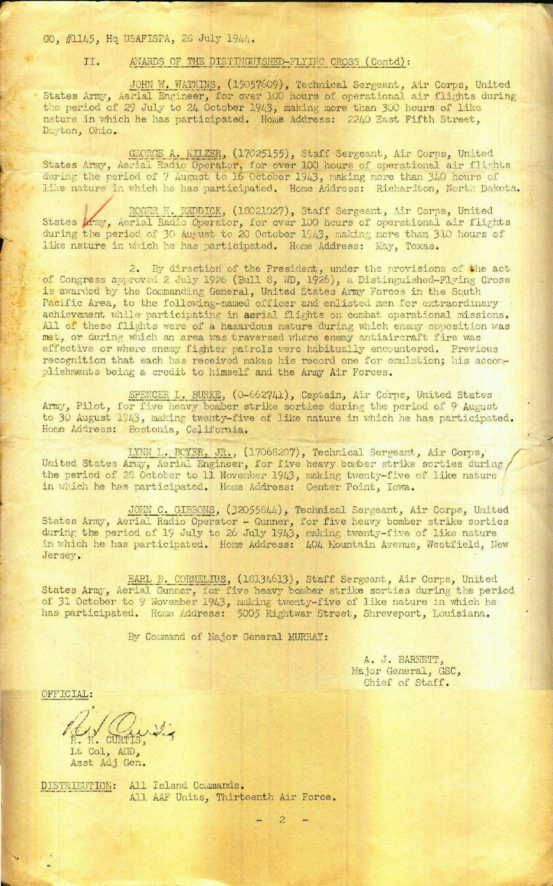GO, #1145, Hq USAFISPA, 28 July 1944.

II. AWARDS OF THE DISTINGUISHED-FLYING CROSS (Contd):

JOHN W. WATKINS, (15057609), Technical Sergeant, Air Corps, United States Army, Aerial Engineer, for over 100 hours of operational air flights during the period of 29 July to 24 October 1943, making more than 300 hours of like nature in which he has participated. Home Address: 2240 East Fifth Street, Dayton, Ohio.

GEORGE A. KILZER, (17025155), Staff Sergeant, Air Corps, United States Army, Aerial Radio Operator, for over 100 hours of operational air flights during the period of 7 August to 16 October 1943, making more than 340 hours of like nature in which he has participated. Home Address: Richardton, North Dakota.

ROGER H. REDDICK, (18021027), Staff Sergeant, Air Corps, United States Army, Aerial Radio Operator, for over 100 hours of operational air flights during the period of 30 August to 20 October 1943, making more than 310 hours of like nature in which he has participated. Home Address: May, Texas.

2. By direction of the President, under the provisions of the act of Congress approved 2 July 1926 (Bull 8, WD, 1926), a Distinguished-Flying Cross is awarded by the Commanding General, United States Army Forces in the South Pacific Area, to the following-named officer and enlisted men for extraordinary achievement while participating in aerial flights on combat operational missions. All of these flights were of a hazardous nature during which enemy opposition was met, or during which an area was traversed where enemy antiaircraft fire was effective or where enemy fighter patrols were habitually encountered. Previous recognition that each has received makes his record one for emulation; his accomplishments being a credit to himself and the Army Air Forces.

SPENCER L. BURKE, (O-662741), Captain, Air Corps, United States Army, Pilot, for five heavy bomber strike sorties during the period of 9 August to 30 August 1943, making twenty-five of like nature in which he has participated. Home Address: Bostonia, California.

LYNN L. BOYER, JR., (17068207), Technical Sergeant, Air Corps, United States Army, Aerial Engineer, for five heavy bomber strike sorties during the period of 28 October to 11 November 1943, making twenty-five of like nature in which he has participated. Home Address: Center Point, Iowa.

JOHN C. GIBBONS, (32055844), Technical Sergeant, Air Corps, United States Army, Aerial Radio Operator - Gunner, for five heavy bomber strike sorties during the period of 19 July to 26 July 1943, making twenty-five of like nature in which he has participated. Home Address: 404 Mountain Avenue, Westfield, New Jersey.

EARL B. CORNELIUS, (18134613), Staff Sergeant, Air Corps, United States Army, Aerial Gunner, for five heavy bomber strike sorties during the period of 31 October to 9 November 1943, making twenty-five of like nature in which he has participated. Home Address: 5005 Rightwar Street, Shreveport, Louisiana.

By Command of Major General MURRAY:

A. J. BARNETT,
Major General, GSC,
Chief of Staff.

OFFICIAL:

R. H. Curtis
R. H. CURTIS,
Lt Col, AGD,
Asst Adj Gen.

DISTRIBUTION: All Island Commands.
All AAF Units, Thirteenth Air Force.